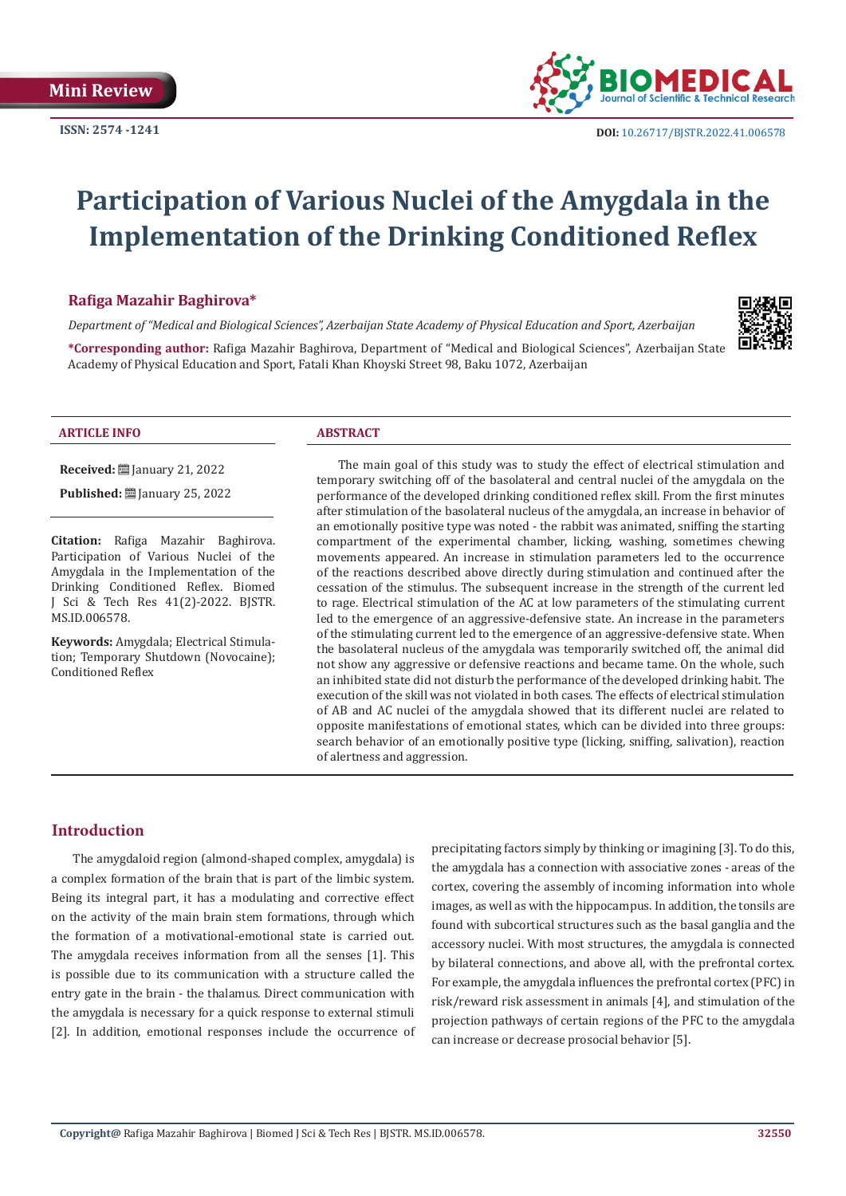Mini Review

ISSN: 2574 -1241

DOI: 10.26717/BJSTR.2022.41.006578

# Participation of Various Nuclei of the Amygdala in the Implementation of the Drinking Conditioned Reflex

**Rafiga Mazahir Baghirova***

*Department of "Medical and Biological Sciences", Azerbaijan State Academy of Physical Education and Sport, Azerbaijan*

***Corresponding author:** Rafiga Mazahir Baghirova, Department of "Medical and Biological Sciences", Azerbaijan State Academy of Physical Education and Sport, Fatali Khan Khoyski Street 98, Baku 1072, Azerbaijan

### ARTICLE INFO

**Received:** January 21, 2022

**Published:** January 25, 2022

**Citation:** Rafiga Mazahir Baghirova. Participation of Various Nuclei of the Amygdala in the Implementation of the Drinking Conditioned Reflex. Biomed J Sci & Tech Res 41(2)-2022. BJSTR. MS.ID.006578.

**Keywords:** Amygdala; Electrical Stimulation; Temporary Shutdown (Novocaine); Conditioned Reflex

### ABSTRACT

The main goal of this study was to study the effect of electrical stimulation and temporary switching off of the basolateral and central nuclei of the amygdala on the performance of the developed drinking conditioned reflex skill. From the first minutes after stimulation of the basolateral nucleus of the amygdala, an increase in behavior of an emotionally positive type was noted - the rabbit was animated, sniffing the starting compartment of the experimental chamber, licking, washing, sometimes chewing movements appeared. An increase in stimulation parameters led to the occurrence of the reactions described above directly during stimulation and continued after the cessation of the stimulus. The subsequent increase in the strength of the current led to rage. Electrical stimulation of the AC at low parameters of the stimulating current led to the emergence of an aggressive-defensive state. An increase in the parameters of the stimulating current led to the emergence of an aggressive-defensive state. When the basolateral nucleus of the amygdala was temporarily switched off, the animal did not show any aggressive or defensive reactions and became tame. On the whole, such an inhibited state did not disturb the performance of the developed drinking habit. The execution of the skill was not violated in both cases. The effects of electrical stimulation of AB and AC nuclei of the amygdala showed that its different nuclei are related to opposite manifestations of emotional states, which can be divided into three groups: search behavior of an emotionally positive type (licking, sniffing, salivation), reaction of alertness and aggression.

## Introduction

The amygdaloid region (almond-shaped complex, amygdala) is a complex formation of the brain that is part of the limbic system. Being its integral part, it has a modulating and corrective effect on the activity of the main brain stem formations, through which the formation of a motivational-emotional state is carried out. The amygdala receives information from all the senses [1]. This is possible due to its communication with a structure called the entry gate in the brain - the thalamus. Direct communication with the amygdala is necessary for a quick response to external stimuli [2]. In addition, emotional responses include the occurrence of precipitating factors simply by thinking or imagining [3]. To do this, the amygdala has a connection with associative zones - areas of the cortex, covering the assembly of incoming information into whole images, as well as with the hippocampus. In addition, the tonsils are found with subcortical structures such as the basal ganglia and the accessory nuclei. With most structures, the amygdala is connected by bilateral connections, and above all, with the prefrontal cortex. For example, the amygdala influences the prefrontal cortex (PFC) in risk/reward risk assessment in animals [4], and stimulation of the projection pathways of certain regions of the PFC to the amygdala can increase or decrease prosocial behavior [5].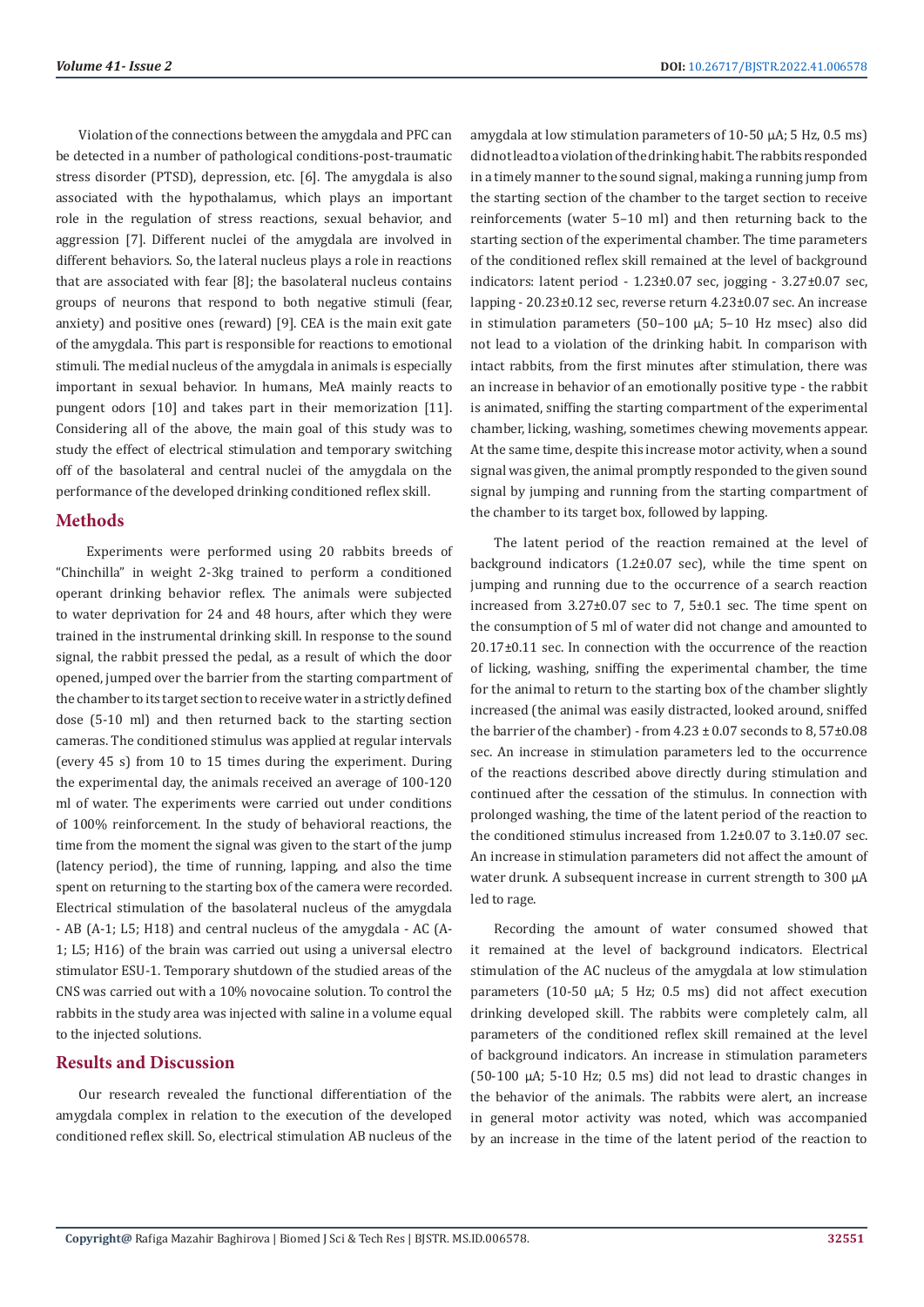Violation of the connections between the amygdala and PFC can be detected in a number of pathological conditions-post-traumatic stress disorder (PTSD), depression, etc. [6]. The amygdala is also associated with the hypothalamus, which plays an important role in the regulation of stress reactions, sexual behavior, and aggression [7]. Different nuclei of the amygdala are involved in different behaviors. So, the lateral nucleus plays a role in reactions that are associated with fear [8]; the basolateral nucleus contains groups of neurons that respond to both negative stimuli (fear, anxiety) and positive ones (reward) [9]. CEA is the main exit gate of the amygdala. This part is responsible for reactions to emotional stimuli. The medial nucleus of the amygdala in animals is especially important in sexual behavior. In humans, MeA mainly reacts to pungent odors [10] and takes part in their memorization [11]. Considering all of the above, the main goal of this study was to study the effect of electrical stimulation and temporary switching off of the basolateral and central nuclei of the amygdala on the performance of the developed drinking conditioned reflex skill.

## Methods

Experiments were performed using 20 rabbits breeds of "Chinchilla" in weight 2-3kg trained to perform a conditioned operant drinking behavior reflex. The animals were subjected to water deprivation for 24 and 48 hours, after which they were trained in the instrumental drinking skill. In response to the sound signal, the rabbit pressed the pedal, as a result of which the door opened, jumped over the barrier from the starting compartment of the chamber to its target section to receive water in a strictly defined dose (5-10 ml) and then returned back to the starting section cameras. The conditioned stimulus was applied at regular intervals (every 45 s) from 10 to 15 times during the experiment. During the experimental day, the animals received an average of 100-120 ml of water. The experiments were carried out under conditions of 100% reinforcement. In the study of behavioral reactions, the time from the moment the signal was given to the start of the jump (latency period), the time of running, lapping, and also the time spent on returning to the starting box of the camera were recorded. Electrical stimulation of the basolateral nucleus of the amygdala - AB (A-1; L5; H18) and central nucleus of the amygdala - AC (A-1; L5; H16) of the brain was carried out using a universal electro stimulator ESU-1. Temporary shutdown of the studied areas of the CNS was carried out with a 10% novocaine solution. To control the rabbits in the study area was injected with saline in a volume equal to the injected solutions.

## Results and Discussion

Our research revealed the functional differentiation of the amygdala complex in relation to the execution of the developed conditioned reflex skill. So, electrical stimulation AB nucleus of the amygdala at low stimulation parameters of 10-50 μA; 5 Hz, 0.5 ms) did not lead to a violation of the drinking habit. The rabbits responded in a timely manner to the sound signal, making a running jump from the starting section of the chamber to the target section to receive reinforcements (water 5–10 ml) and then returning back to the starting section of the experimental chamber. The time parameters of the conditioned reflex skill remained at the level of background indicators: latent period - 1.23±0.07 sec, jogging - 3.27±0.07 sec, lapping - 20.23±0.12 sec, reverse return 4.23±0.07 sec. An increase in stimulation parameters (50–100 μA; 5–10 Hz msec) also did not lead to a violation of the drinking habit. In comparison with intact rabbits, from the first minutes after stimulation, there was an increase in behavior of an emotionally positive type - the rabbit is animated, sniffing the starting compartment of the experimental chamber, licking, washing, sometimes chewing movements appear. At the same time, despite this increase motor activity, when a sound signal was given, the animal promptly responded to the given sound signal by jumping and running from the starting compartment of the chamber to its target box, followed by lapping.

The latent period of the reaction remained at the level of background indicators (1.2±0.07 sec), while the time spent on jumping and running due to the occurrence of a search reaction increased from 3.27±0.07 sec to 7, 5±0.1 sec. The time spent on the consumption of 5 ml of water did not change and amounted to 20.17±0.11 sec. In connection with the occurrence of the reaction of licking, washing, sniffing the experimental chamber, the time for the animal to return to the starting box of the chamber slightly increased (the animal was easily distracted, looked around, sniffed the barrier of the chamber) - from 4.23 ± 0.07 seconds to 8, 57±0.08 sec. An increase in stimulation parameters led to the occurrence of the reactions described above directly during stimulation and continued after the cessation of the stimulus. In connection with prolonged washing, the time of the latent period of the reaction to the conditioned stimulus increased from 1.2±0.07 to 3.1±0.07 sec. An increase in stimulation parameters did not affect the amount of water drunk. A subsequent increase in current strength to 300 μA led to rage.

Recording the amount of water consumed showed that it remained at the level of background indicators. Electrical stimulation of the AC nucleus of the amygdala at low stimulation parameters (10-50 μA; 5 Hz; 0.5 ms) did not affect execution drinking developed skill. The rabbits were completely calm, all parameters of the conditioned reflex skill remained at the level of background indicators. An increase in stimulation parameters (50-100 μA; 5-10 Hz; 0.5 ms) did not lead to drastic changes in the behavior of the animals. The rabbits were alert, an increase in general motor activity was noted, which was accompanied by an increase in the time of the latent period of the reaction to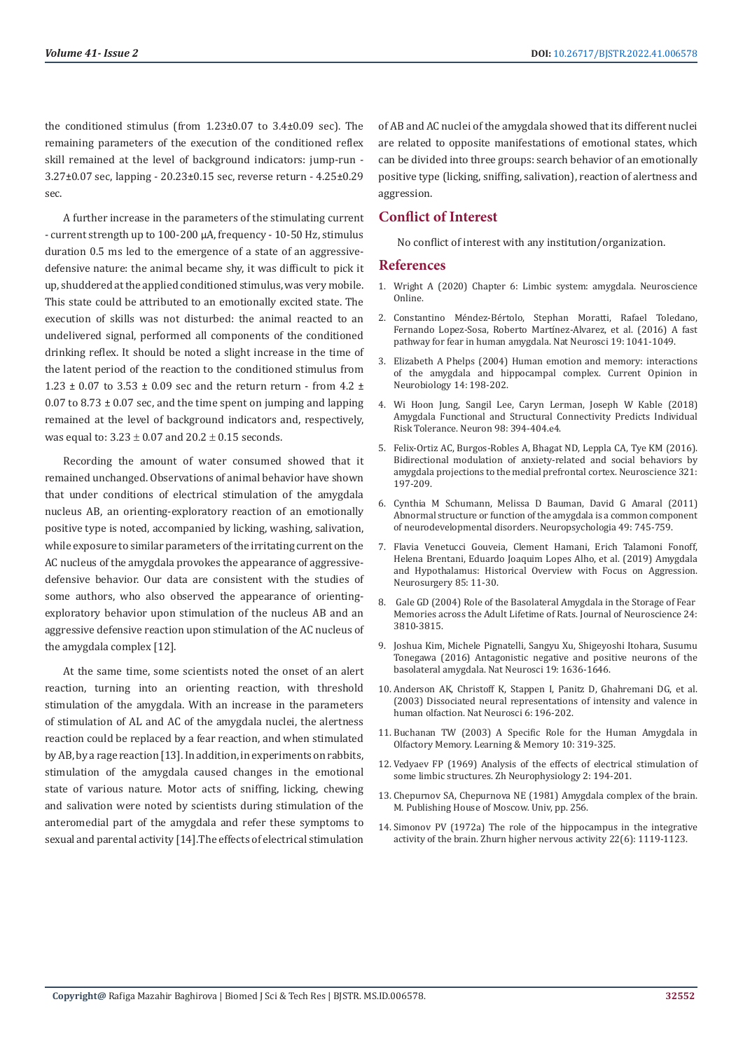the conditioned stimulus (from 1.23±0.07 to 3.4±0.09 sec). The remaining parameters of the execution of the conditioned reflex skill remained at the level of background indicators: jump-run - 3.27±0.07 sec, lapping - 20.23±0.15 sec, reverse return - 4.25±0.29 sec.

A further increase in the parameters of the stimulating current - current strength up to 100-200 μA, frequency - 10-50 Hz, stimulus duration 0.5 ms led to the emergence of a state of an aggressive-defensive nature: the animal became shy, it was difficult to pick it up, shuddered at the applied conditioned stimulus, was very mobile. This state could be attributed to an emotionally excited state. The execution of skills was not disturbed: the animal reacted to an undelivered signal, performed all components of the conditioned drinking reflex. It should be noted a slight increase in the time of the latent period of the reaction to the conditioned stimulus from 1.23 ± 0.07 to 3.53 ± 0.09 sec and the return return - from 4.2 ± 0.07 to 8.73 ± 0.07 sec, and the time spent on jumping and lapping remained at the level of background indicators and, respectively, was equal to: 3.23 ± 0.07 and 20.2 ± 0.15 seconds.

Recording the amount of water consumed showed that it remained unchanged. Observations of animal behavior have shown that under conditions of electrical stimulation of the amygdala nucleus AB, an orienting-exploratory reaction of an emotionally positive type is noted, accompanied by licking, washing, salivation, while exposure to similar parameters of the irritating current on the AC nucleus of the amygdala provokes the appearance of aggressive-defensive behavior. Our data are consistent with the studies of some authors, who also observed the appearance of orienting-exploratory behavior upon stimulation of the nucleus AB and an aggressive defensive reaction upon stimulation of the AC nucleus of the amygdala complex [12].

At the same time, some scientists noted the onset of an alert reaction, turning into an orienting reaction, with threshold stimulation of the amygdala. With an increase in the parameters of stimulation of AL and AC of the amygdala nuclei, the alertness reaction could be replaced by a fear reaction, and when stimulated by AB, by a rage reaction [13]. In addition, in experiments on rabbits, stimulation of the amygdala caused changes in the emotional state of various nature. Motor acts of sniffing, licking, chewing and salivation were noted by scientists during stimulation of the anteromedial part of the amygdala and refer these symptoms to sexual and parental activity [14].The effects of electrical stimulation of AB and AC nuclei of the amygdala showed that its different nuclei are related to opposite manifestations of emotional states, which can be divided into three groups: search behavior of an emotionally positive type (licking, sniffing, salivation), reaction of alertness and aggression.

## Conflict of Interest

No conflict of interest with any institution/organization.

## References

1. Wright A (2020) Chapter 6: Limbic system: amygdala. Neuroscience Online.
2. Constantino Méndez-Bértolo, Stephan Moratti, Rafael Toledano, Fernando Lopez-Sosa, Roberto Martínez-Alvarez, et al. (2016) A fast pathway for fear in human amygdala. Nat Neurosci 19: 1041-1049.
3. Elizabeth A Phelps (2004) Human emotion and memory: interactions of the amygdala and hippocampal complex. Current Opinion in Neurobiology 14: 198-202.
4. Wi Hoon Jung, Sangil Lee, Caryn Lerman, Joseph W Kable (2018) Amygdala Functional and Structural Connectivity Predicts Individual Risk Tolerance. Neuron 98: 394-404.e4.
5. Felix-Ortiz AC, Burgos-Robles A, Bhagat ND, Leppla CA, Tye KM (2016). Bidirectional modulation of anxiety-related and social behaviors by amygdala projections to the medial prefrontal cortex. Neuroscience 321: 197-209.
6. Cynthia M Schumann, Melissa D Bauman, David G Amaral (2011) Abnormal structure or function of the amygdala is a common component of neurodevelopmental disorders. Neuropsychologia 49: 745-759.
7. Flavia Venetucci Gouveia, Clement Hamani, Erich Talamoni Fonoff, Helena Brentani, Eduardo Joaquim Lopes Alho, et al. (2019) Amygdala and Hypothalamus: Historical Overview with Focus on Aggression. Neurosurgery 85: 11-30.
8. Gale GD (2004) Role of the Basolateral Amygdala in the Storage of Fear Memories across the Adult Lifetime of Rats. Journal of Neuroscience 24: 3810-3815.
9. Joshua Kim, Michele Pignatelli, Sangyu Xu, Shigeyoshi Itohara, Susumu Tonegawa (2016) Antagonistic negative and positive neurons of the basolateral amygdala. Nat Neurosci 19: 1636-1646.
10. Anderson AK, Christoff K, Stappen I, Panitz D, Ghahremani DG, et al. (2003) Dissociated neural representations of intensity and valence in human olfaction. Nat Neurosci 6: 196-202.
11. Buchanan TW (2003) A Specific Role for the Human Amygdala in Olfactory Memory. Learning & Memory 10: 319-325.
12. Vedyaev FP (1969) Analysis of the effects of electrical stimulation of some limbic structures. Zh Neurophysiology 2: 194-201.
13. Chepurnov SA, Chepurnova NE (1981) Amygdala complex of the brain. M. Publishing House of Moscow. Univ, pp. 256.
14. Simonov PV (1972a) The role of the hippocampus in the integrative activity of the brain. Zhurn higher nervous activity 22(6): 1119-1123.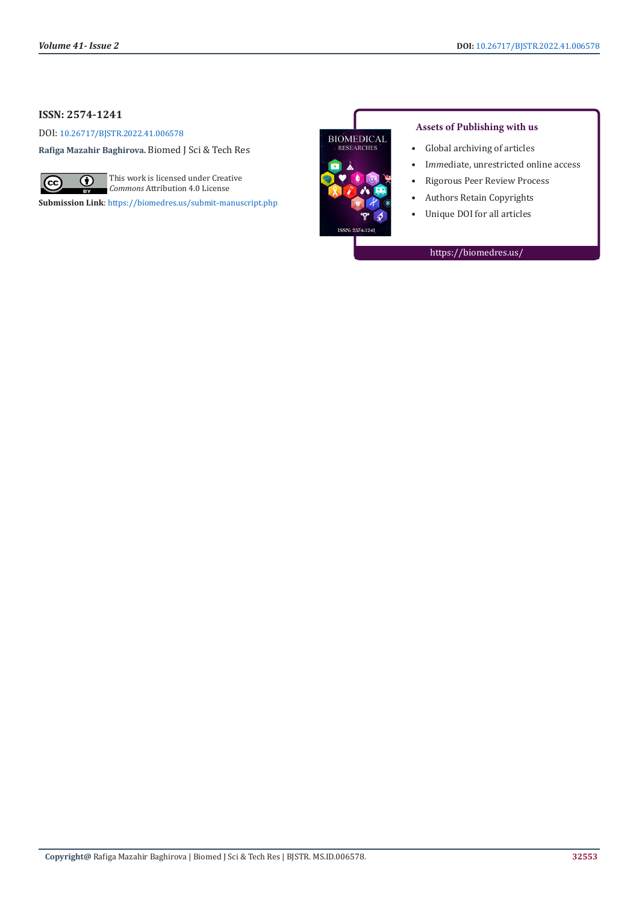**ISSN: 2574-1241**

DOI: 10.26717/BJSTR.2022.41.006578

**Rafiga Mazahir Baghirova.** Biomed J Sci & Tech Res

This work is licensed under Creative *Commons* Attribution 4.0 License

**Submission Link**: https://biomedres.us/submit-manuscript.php

**Assets of Publishing with us**

- Global archiving of articles
- Immediate, unrestricted online access
- Rigorous Peer Review Process
- Authors Retain Copyrights
- Unique DOI for all articles

https://biomedres.us/